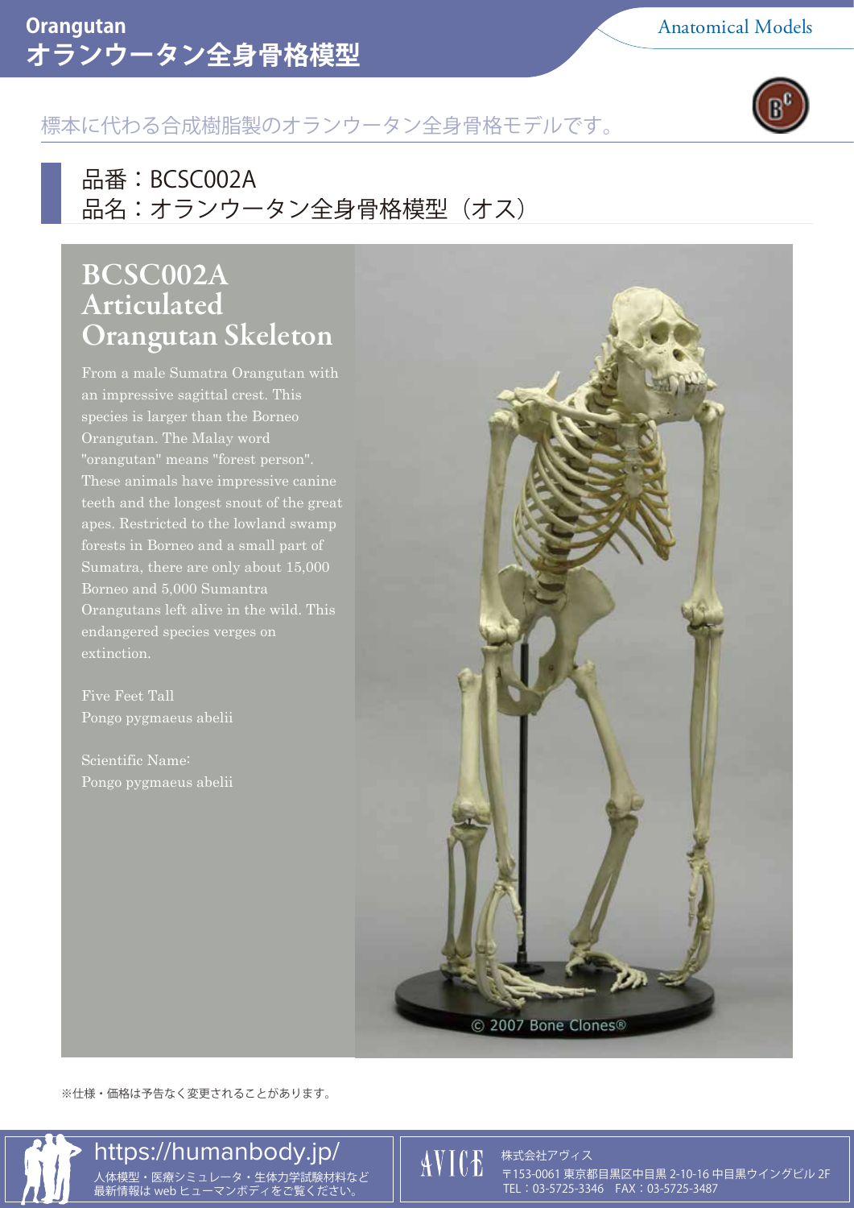# Orangutan
# オランウータン全身骨格模型

Anatomical Models

標本に代わる合成樹脂製のオランウータン全身骨格モデルです。

品番：BCSC002A
品名：オランウータン全身骨格模型（オス）

## BCSC002A Articulated Orangutan Skeleton

From a male Sumatra Orangutan with an impressive sagittal crest. This species is larger than the Borneo Orangutan. The Malay word "orangutan" means "forest person". These animals have impressive canine teeth and the longest snout of the great apes. Restricted to the lowland swamp forests in Borneo and a small part of Sumatra, there are only about 15,000 Borneo and 5,000 Sumantra Orangutans left alive in the wild. This endangered species verges on extinction.

Five Feet Tall
Pongo pygmaeus abelii

Scientific Name:
Pongo pygmaeus abelii

© 2007 Bone Clones®

※仕様・価格は予告なく変更されることがあります。

https://humanbody.jp/
人体模型・医療シミュレータ・生体力学試験材料など
最新情報は web ヒューマンボディをご覧ください。

AVICE
株式会社アヴィス
〒153-0061 東京都目黒区中目黒 2-10-16 中目黒ウイングビル 2F
TEL：03-5725-3346　FAX：03-5725-3487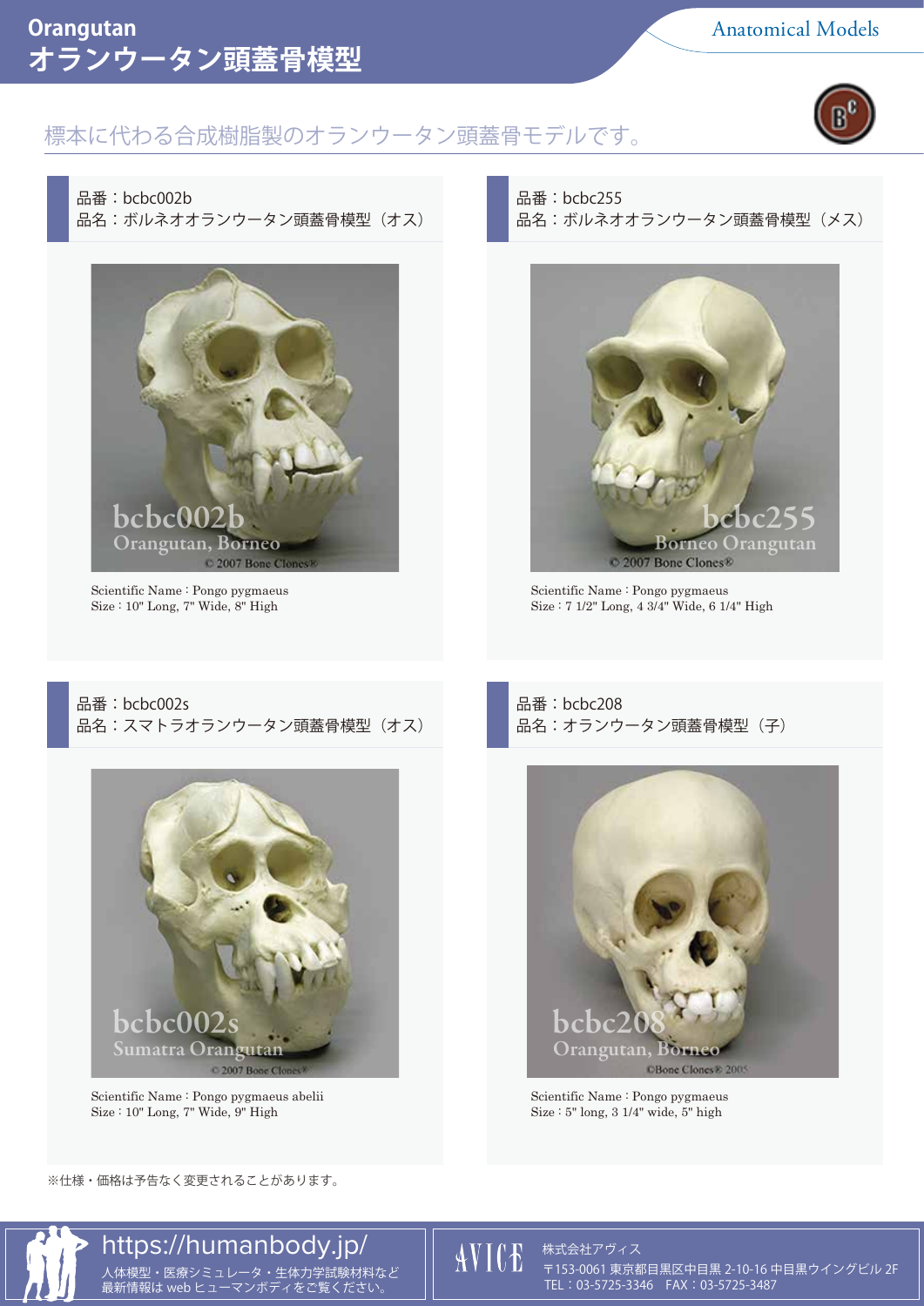# Orangutan
# オランウータン頭蓋骨模型

Anatomical Models

標本に代わる合成樹脂製のオランウータン頭蓋骨モデルです。

品番：bcbc002b
品名：ボルネオオランウータン頭蓋骨模型（オス）

Scientific Name : Pongo pygmaeus
Size : 10" Long, 7" Wide, 8" High

品番：bcbc255
品名：ボルネオオランウータン頭蓋骨模型（メス）

Scientific Name : Pongo pygmaeus
Size : 7 1/2" Long, 4 3/4" Wide, 6 1/4" High

品番：bcbc002s
品名：スマトラオランウータン頭蓋骨模型（オス）

Scientific Name : Pongo pygmaeus abelii
Size : 10" Long, 7" Wide, 9" High

品番：bcbc208
品名：オランウータン頭蓋骨模型（子）

Scientific Name : Pongo pygmaeus
Size : 5" long, 3 1/4" wide, 5" high

※仕様・価格は予告なく変更されることがあります。

https://humanbody.jp/
人体模型・医療シミュレータ・生体力学試験材料など
最新情報は web ヒューマンボディをご覧ください。

AVICE 株式会社アヴィス
〒153-0061 東京都目黒区中目黒 2-10-16 中目黒ウイングビル 2F
TEL：03-5725-3346　FAX：03-5725-3487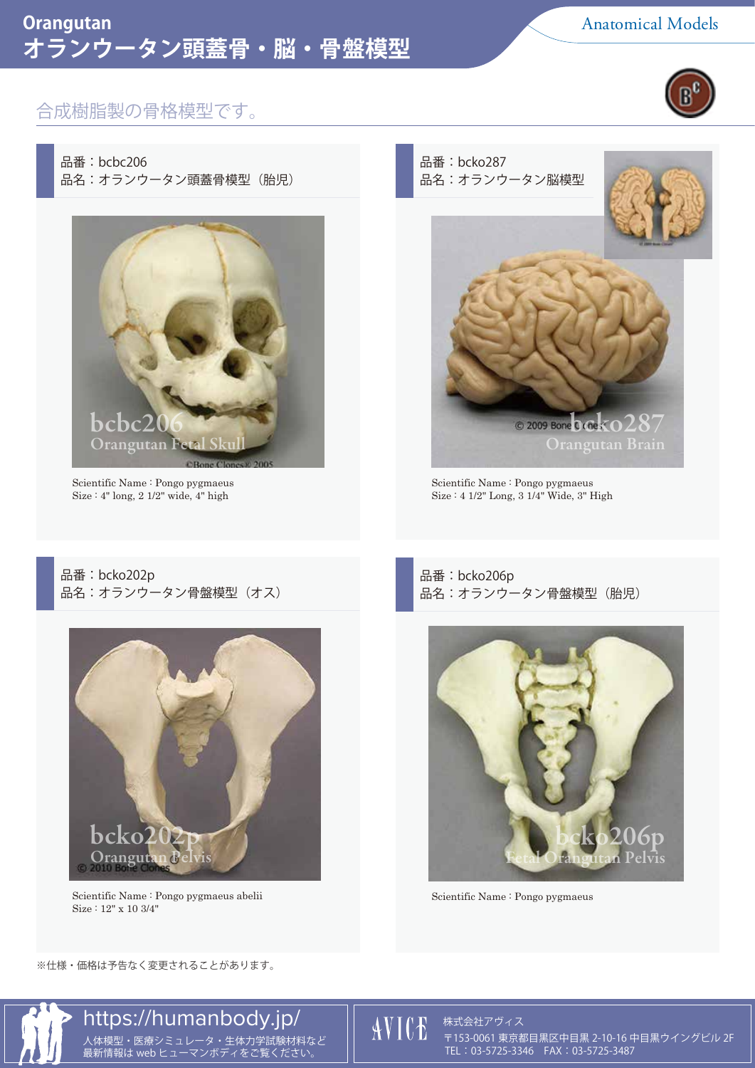# Orangutan
# オランウータン頭蓋骨・脳・骨盤模型

Anatomical Models

合成樹脂製の骨格模型です。

品番：bcbc206
品名：オランウータン頭蓋骨模型（胎児）

Scientific Name : Pongo pygmaeus
Size : 4" long, 2 1/2" wide, 4" high

品番：bcko287
品名：オランウータン脳模型

Scientific Name : Pongo pygmaeus
Size : 4 1/2" Long, 3 1/4" Wide, 3" High

品番：bcko202p
品名：オランウータン骨盤模型（オス）

Scientific Name : Pongo pygmaeus abelii
Size : 12" x 10 3/4"

品番：bcko206p
品名：オランウータン骨盤模型（胎児）

Scientific Name : Pongo pygmaeus

※仕様・価格は予告なく変更されることがあります。

https://humanbody.jp/
人体模型・医療シミュレータ・生体力学試験材料など
最新情報は web ヒューマンボディをご覧ください。

AVICE
株式会社アヴィス
〒153-0061 東京都目黒区中目黒 2-10-16 中目黒ウイングビル 2F
TEL：03-5725-3346　FAX：03-5725-3487